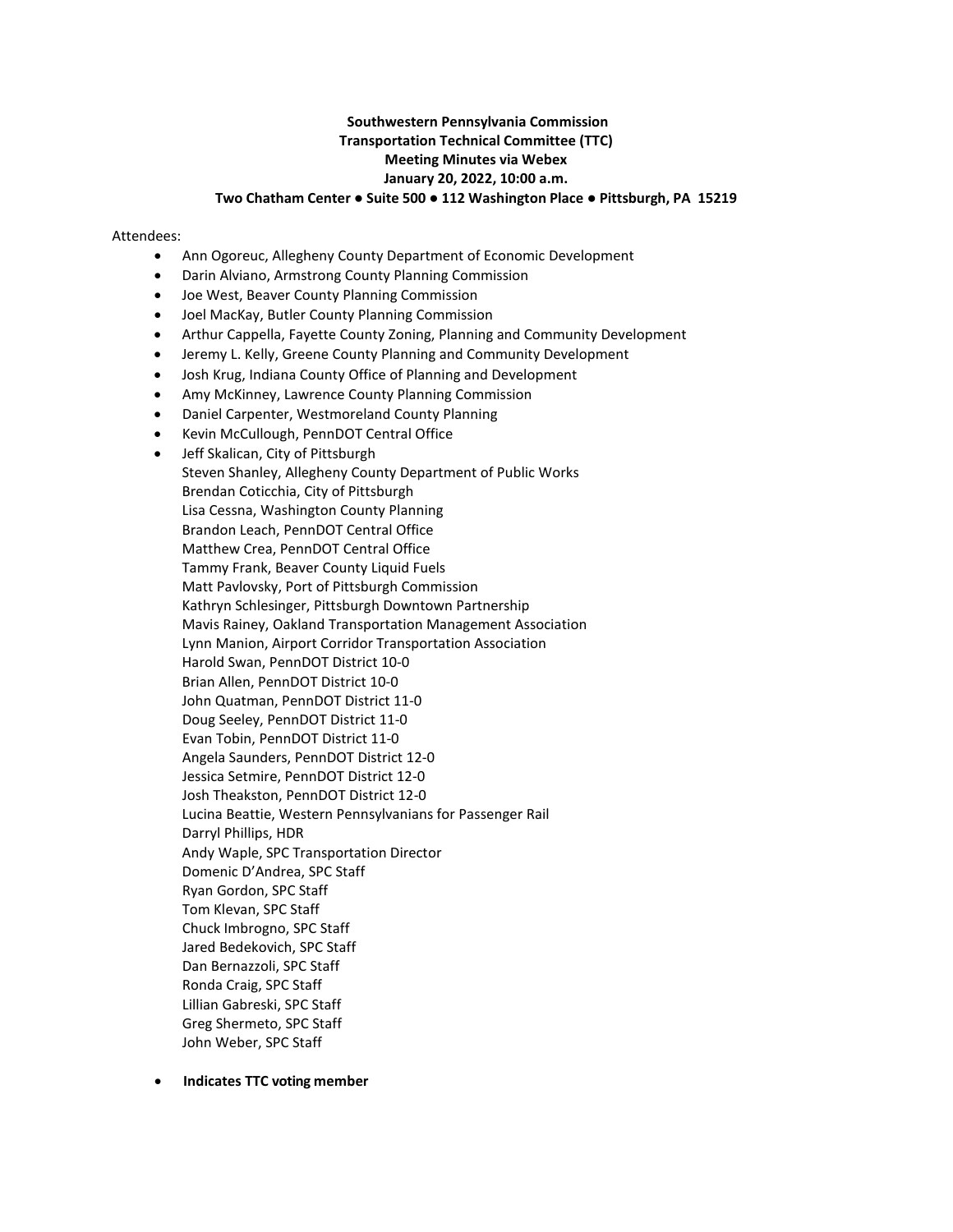**Southwestern Pennsylvania Commission**
**Transportation Technical Committee (TTC)**
**Meeting Minutes via Webex**
**January 20, 2022, 10:00 a.m.**
**Two Chatham Center ● Suite 500 ● 112 Washington Place ● Pittsburgh, PA 15219**

Attendees:

- Ann Ogoreuc, Allegheny County Department of Economic Development
- Darin Alviano, Armstrong County Planning Commission
- Joe West, Beaver County Planning Commission
- Joel MacKay, Butler County Planning Commission
- Arthur Cappella, Fayette County Zoning, Planning and Community Development
- Jeremy L. Kelly, Greene County Planning and Community Development
- Josh Krug, Indiana County Office of Planning and Development
- Amy McKinney, Lawrence County Planning Commission
- Daniel Carpenter, Westmoreland County Planning
- Kevin McCullough, PennDOT Central Office
- Jeff Skalican, City of Pittsburgh

Steven Shanley, Allegheny County Department of Public Works
Brendan Coticchia, City of Pittsburgh
Lisa Cessna, Washington County Planning
Brandon Leach, PennDOT Central Office
Matthew Crea, PennDOT Central Office
Tammy Frank, Beaver County Liquid Fuels
Matt Pavlovsky, Port of Pittsburgh Commission
Kathryn Schlesinger, Pittsburgh Downtown Partnership
Mavis Rainey, Oakland Transportation Management Association
Lynn Manion, Airport Corridor Transportation Association
Harold Swan, PennDOT District 10-0
Brian Allen, PennDOT District 10-0
John Quatman, PennDOT District 11-0
Doug Seeley, PennDOT District 11-0
Evan Tobin, PennDOT District 11-0
Angela Saunders, PennDOT District 12-0
Jessica Setmire, PennDOT District 12-0
Josh Theakston, PennDOT District 12-0
Lucina Beattie, Western Pennsylvanians for Passenger Rail
Darryl Phillips, HDR
Andy Waple, SPC Transportation Director
Domenic D'Andrea, SPC Staff
Ryan Gordon, SPC Staff
Tom Klevan, SPC Staff
Chuck Imbrogno, SPC Staff
Jared Bedekovich, SPC Staff
Dan Bernazzoli, SPC Staff
Ronda Craig, SPC Staff
Lillian Gabreski, SPC Staff
Greg Shermeto, SPC Staff
John Weber, SPC Staff

- **Indicates TTC voting member**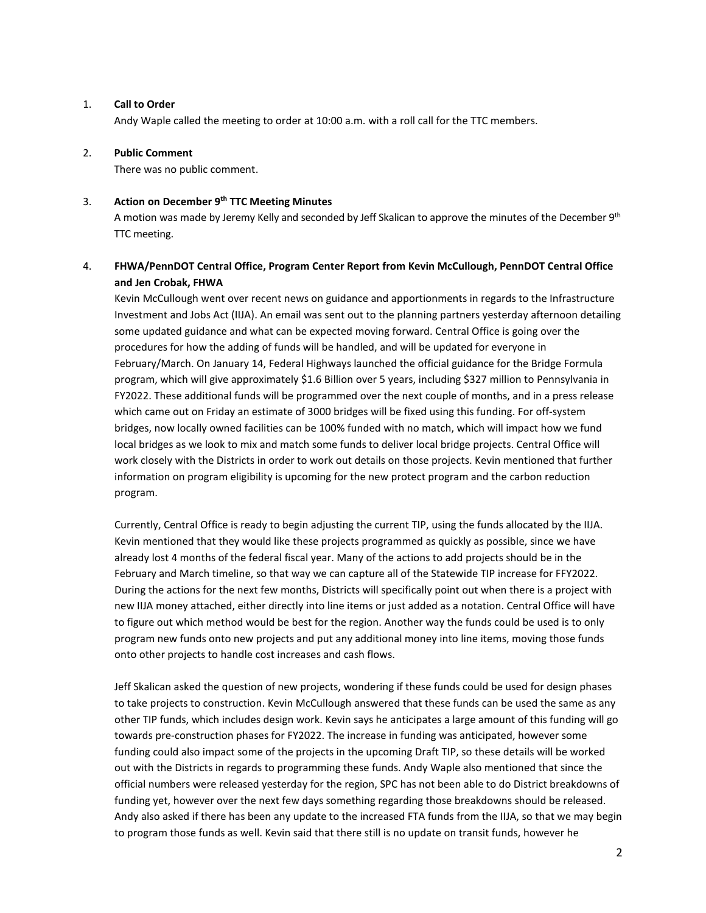1. **Call to Order**

   Andy Waple called the meeting to order at 10:00 a.m. with a roll call for the TTC members.

2. **Public Comment**

   There was no public comment.

3. **Action on December 9th TTC Meeting Minutes**

   A motion was made by Jeremy Kelly and seconded by Jeff Skalican to approve the minutes of the December 9th TTC meeting.

4. **FHWA/PennDOT Central Office, Program Center Report from Kevin McCullough, PennDOT Central Office and Jen Crobak, FHWA**

   Kevin McCullough went over recent news on guidance and apportionments in regards to the Infrastructure Investment and Jobs Act (IIJA). An email was sent out to the planning partners yesterday afternoon detailing some updated guidance and what can be expected moving forward. Central Office is going over the procedures for how the adding of funds will be handled, and will be updated for everyone in February/March. On January 14, Federal Highways launched the official guidance for the Bridge Formula program, which will give approximately $1.6 Billion over 5 years, including $327 million to Pennsylvania in FY2022. These additional funds will be programmed over the next couple of months, and in a press release which came out on Friday an estimate of 3000 bridges will be fixed using this funding. For off-system bridges, now locally owned facilities can be 100% funded with no match, which will impact how we fund local bridges as we look to mix and match some funds to deliver local bridge projects. Central Office will work closely with the Districts in order to work out details on those projects. Kevin mentioned that further information on program eligibility is upcoming for the new protect program and the carbon reduction program.

   Currently, Central Office is ready to begin adjusting the current TIP, using the funds allocated by the IIJA. Kevin mentioned that they would like these projects programmed as quickly as possible, since we have already lost 4 months of the federal fiscal year. Many of the actions to add projects should be in the February and March timeline, so that way we can capture all of the Statewide TIP increase for FFY2022. During the actions for the next few months, Districts will specifically point out when there is a project with new IIJA money attached, either directly into line items or just added as a notation. Central Office will have to figure out which method would be best for the region. Another way the funds could be used is to only program new funds onto new projects and put any additional money into line items, moving those funds onto other projects to handle cost increases and cash flows.

   Jeff Skalican asked the question of new projects, wondering if these funds could be used for design phases to take projects to construction. Kevin McCullough answered that these funds can be used the same as any other TIP funds, which includes design work. Kevin says he anticipates a large amount of this funding will go towards pre-construction phases for FY2022. The increase in funding was anticipated, however some funding could also impact some of the projects in the upcoming Draft TIP, so these details will be worked out with the Districts in regards to programming these funds. Andy Waple also mentioned that since the official numbers were released yesterday for the region, SPC has not been able to do District breakdowns of funding yet, however over the next few days something regarding those breakdowns should be released. Andy also asked if there has been any update to the increased FTA funds from the IIJA, so that we may begin to program those funds as well. Kevin said that there still is no update on transit funds, however he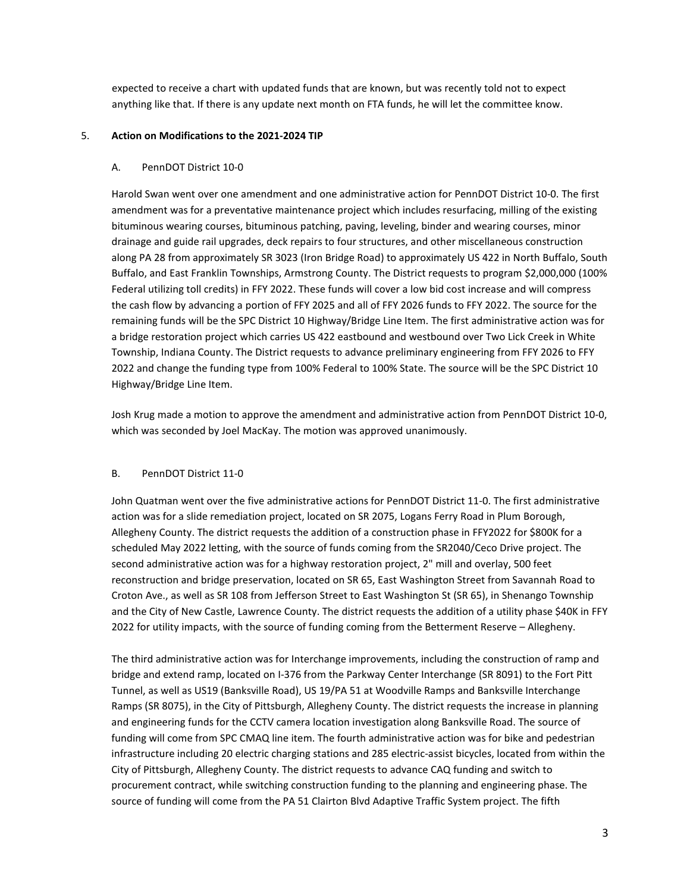expected to receive a chart with updated funds that are known, but was recently told not to expect anything like that. If there is any update next month on FTA funds, he will let the committee know.

5. **Action on Modifications to the 2021-2024 TIP**

A. PennDOT District 10-0

Harold Swan went over one amendment and one administrative action for PennDOT District 10-0. The first amendment was for a preventative maintenance project which includes resurfacing, milling of the existing bituminous wearing courses, bituminous patching, paving, leveling, binder and wearing courses, minor drainage and guide rail upgrades, deck repairs to four structures, and other miscellaneous construction along PA 28 from approximately SR 3023 (Iron Bridge Road) to approximately US 422 in North Buffalo, South Buffalo, and East Franklin Townships, Armstrong County. The District requests to program $2,000,000 (100% Federal utilizing toll credits) in FFY 2022. These funds will cover a low bid cost increase and will compress the cash flow by advancing a portion of FFY 2025 and all of FFY 2026 funds to FFY 2022. The source for the remaining funds will be the SPC District 10 Highway/Bridge Line Item. The first administrative action was for a bridge restoration project which carries US 422 eastbound and westbound over Two Lick Creek in White Township, Indiana County. The District requests to advance preliminary engineering from FFY 2026 to FFY 2022 and change the funding type from 100% Federal to 100% State. The source will be the SPC District 10 Highway/Bridge Line Item.

Josh Krug made a motion to approve the amendment and administrative action from PennDOT District 10-0, which was seconded by Joel MacKay. The motion was approved unanimously.

B. PennDOT District 11-0

John Quatman went over the five administrative actions for PennDOT District 11-0. The first administrative action was for a slide remediation project, located on SR 2075, Logans Ferry Road in Plum Borough, Allegheny County. The district requests the addition of a construction phase in FFY2022 for $800K for a scheduled May 2022 letting, with the source of funds coming from the SR2040/Ceco Drive project. The second administrative action was for a highway restoration project, 2" mill and overlay, 500 feet reconstruction and bridge preservation, located on SR 65, East Washington Street from Savannah Road to Croton Ave., as well as SR 108 from Jefferson Street to East Washington St (SR 65), in Shenango Township and the City of New Castle, Lawrence County. The district requests the addition of a utility phase $40K in FFY 2022 for utility impacts, with the source of funding coming from the Betterment Reserve – Allegheny.

The third administrative action was for Interchange improvements, including the construction of ramp and bridge and extend ramp, located on I-376 from the Parkway Center Interchange (SR 8091) to the Fort Pitt Tunnel, as well as US19 (Banksville Road), US 19/PA 51 at Woodville Ramps and Banksville Interchange Ramps (SR 8075), in the City of Pittsburgh, Allegheny County. The district requests the increase in planning and engineering funds for the CCTV camera location investigation along Banksville Road. The source of funding will come from SPC CMAQ line item. The fourth administrative action was for bike and pedestrian infrastructure including 20 electric charging stations and 285 electric-assist bicycles, located from within the City of Pittsburgh, Allegheny County. The district requests to advance CAQ funding and switch to procurement contract, while switching construction funding to the planning and engineering phase. The source of funding will come from the PA 51 Clairton Blvd Adaptive Traffic System project. The fifth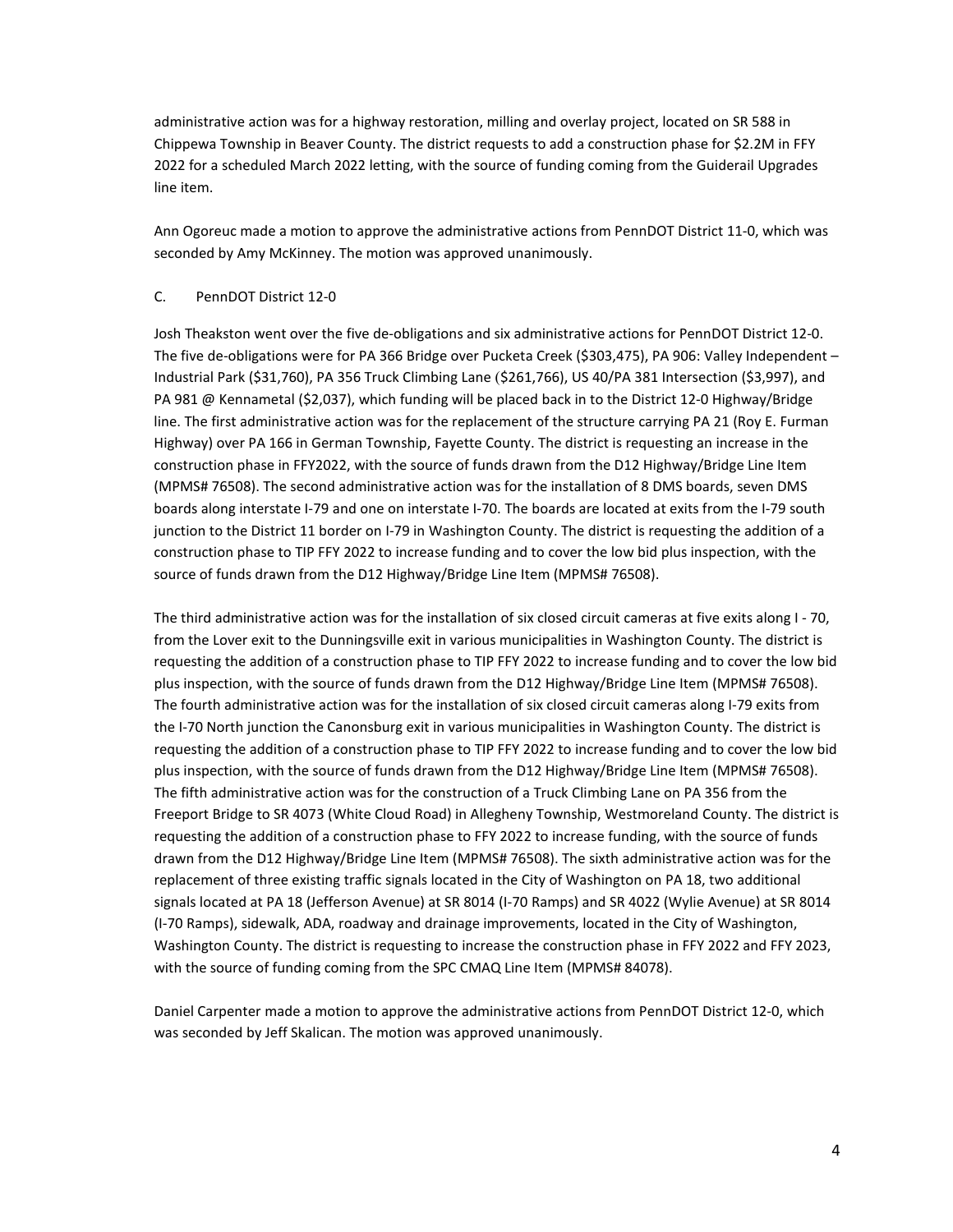administrative action was for a highway restoration, milling and overlay project, located on SR 588 in Chippewa Township in Beaver County. The district requests to add a construction phase for $2.2M in FFY 2022 for a scheduled March 2022 letting, with the source of funding coming from the Guiderail Upgrades line item.

Ann Ogoreuc made a motion to approve the administrative actions from PennDOT District 11-0, which was seconded by Amy McKinney. The motion was approved unanimously.

C. PennDOT District 12-0

Josh Theakston went over the five de-obligations and six administrative actions for PennDOT District 12-0. The five de-obligations were for PA 366 Bridge over Pucketa Creek ($303,475), PA 906: Valley Independent – Industrial Park ($31,760), PA 356 Truck Climbing Lane ($261,766), US 40/PA 381 Intersection ($3,997), and PA 981 @ Kennametal ($2,037), which funding will be placed back in to the District 12-0 Highway/Bridge line. The first administrative action was for the replacement of the structure carrying PA 21 (Roy E. Furman Highway) over PA 166 in German Township, Fayette County. The district is requesting an increase in the construction phase in FFY2022, with the source of funds drawn from the D12 Highway/Bridge Line Item (MPMS# 76508). The second administrative action was for the installation of 8 DMS boards, seven DMS boards along interstate I-79 and one on interstate I-70. The boards are located at exits from the I-79 south junction to the District 11 border on I-79 in Washington County. The district is requesting the addition of a construction phase to TIP FFY 2022 to increase funding and to cover the low bid plus inspection, with the source of funds drawn from the D12 Highway/Bridge Line Item (MPMS# 76508).

The third administrative action was for the installation of six closed circuit cameras at five exits along I - 70, from the Lover exit to the Dunningsville exit in various municipalities in Washington County. The district is requesting the addition of a construction phase to TIP FFY 2022 to increase funding and to cover the low bid plus inspection, with the source of funds drawn from the D12 Highway/Bridge Line Item (MPMS# 76508). The fourth administrative action was for the installation of six closed circuit cameras along I-79 exits from the I-70 North junction the Canonsburg exit in various municipalities in Washington County. The district is requesting the addition of a construction phase to TIP FFY 2022 to increase funding and to cover the low bid plus inspection, with the source of funds drawn from the D12 Highway/Bridge Line Item (MPMS# 76508). The fifth administrative action was for the construction of a Truck Climbing Lane on PA 356 from the Freeport Bridge to SR 4073 (White Cloud Road) in Allegheny Township, Westmoreland County. The district is requesting the addition of a construction phase to FFY 2022 to increase funding, with the source of funds drawn from the D12 Highway/Bridge Line Item (MPMS# 76508). The sixth administrative action was for the replacement of three existing traffic signals located in the City of Washington on PA 18, two additional signals located at PA 18 (Jefferson Avenue) at SR 8014 (I-70 Ramps) and SR 4022 (Wylie Avenue) at SR 8014 (I-70 Ramps), sidewalk, ADA, roadway and drainage improvements, located in the City of Washington, Washington County. The district is requesting to increase the construction phase in FFY 2022 and FFY 2023, with the source of funding coming from the SPC CMAQ Line Item (MPMS# 84078).

Daniel Carpenter made a motion to approve the administrative actions from PennDOT District 12-0, which was seconded by Jeff Skalican. The motion was approved unanimously.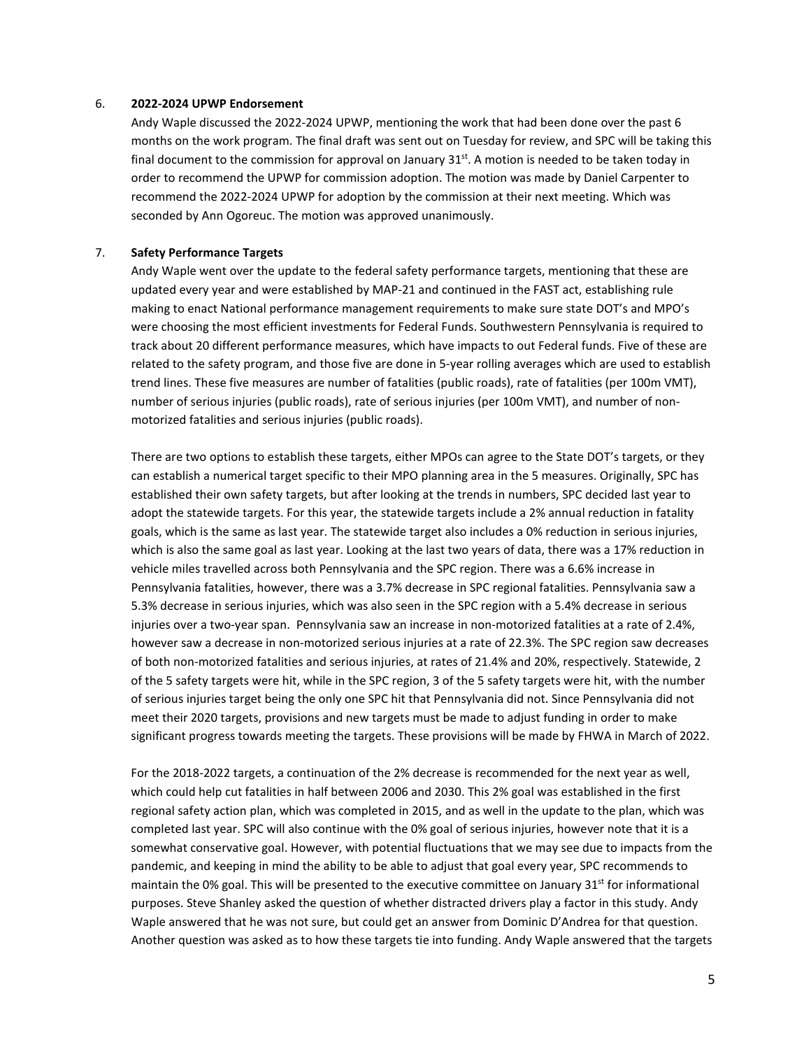6. **2022-2024 UPWP Endorsement**

   Andy Waple discussed the 2022-2024 UPWP, mentioning the work that had been done over the past 6 months on the work program. The final draft was sent out on Tuesday for review, and SPC will be taking this final document to the commission for approval on January 31st. A motion is needed to be taken today in order to recommend the UPWP for commission adoption. The motion was made by Daniel Carpenter to recommend the 2022-2024 UPWP for adoption by the commission at their next meeting. Which was seconded by Ann Ogoreuc. The motion was approved unanimously.

7. **Safety Performance Targets**

   Andy Waple went over the update to the federal safety performance targets, mentioning that these are updated every year and were established by MAP-21 and continued in the FAST act, establishing rule making to enact National performance management requirements to make sure state DOT's and MPO's were choosing the most efficient investments for Federal Funds. Southwestern Pennsylvania is required to track about 20 different performance measures, which have impacts to out Federal funds. Five of these are related to the safety program, and those five are done in 5-year rolling averages which are used to establish trend lines. These five measures are number of fatalities (public roads), rate of fatalities (per 100m VMT), number of serious injuries (public roads), rate of serious injuries (per 100m VMT), and number of non-motorized fatalities and serious injuries (public roads).

   There are two options to establish these targets, either MPOs can agree to the State DOT's targets, or they can establish a numerical target specific to their MPO planning area in the 5 measures. Originally, SPC has established their own safety targets, but after looking at the trends in numbers, SPC decided last year to adopt the statewide targets. For this year, the statewide targets include a 2% annual reduction in fatality goals, which is the same as last year. The statewide target also includes a 0% reduction in serious injuries, which is also the same goal as last year. Looking at the last two years of data, there was a 17% reduction in vehicle miles travelled across both Pennsylvania and the SPC region. There was a 6.6% increase in Pennsylvania fatalities, however, there was a 3.7% decrease in SPC regional fatalities. Pennsylvania saw a 5.3% decrease in serious injuries, which was also seen in the SPC region with a 5.4% decrease in serious injuries over a two-year span. Pennsylvania saw an increase in non-motorized fatalities at a rate of 2.4%, however saw a decrease in non-motorized serious injuries at a rate of 22.3%. The SPC region saw decreases of both non-motorized fatalities and serious injuries, at rates of 21.4% and 20%, respectively. Statewide, 2 of the 5 safety targets were hit, while in the SPC region, 3 of the 5 safety targets were hit, with the number of serious injuries target being the only one SPC hit that Pennsylvania did not. Since Pennsylvania did not meet their 2020 targets, provisions and new targets must be made to adjust funding in order to make significant progress towards meeting the targets. These provisions will be made by FHWA in March of 2022.

   For the 2018-2022 targets, a continuation of the 2% decrease is recommended for the next year as well, which could help cut fatalities in half between 2006 and 2030. This 2% goal was established in the first regional safety action plan, which was completed in 2015, and as well in the update to the plan, which was completed last year. SPC will also continue with the 0% goal of serious injuries, however note that it is a somewhat conservative goal. However, with potential fluctuations that we may see due to impacts from the pandemic, and keeping in mind the ability to be able to adjust that goal every year, SPC recommends to maintain the 0% goal. This will be presented to the executive committee on January 31st for informational purposes. Steve Shanley asked the question of whether distracted drivers play a factor in this study. Andy Waple answered that he was not sure, but could get an answer from Dominic D'Andrea for that question. Another question was asked as to how these targets tie into funding. Andy Waple answered that the targets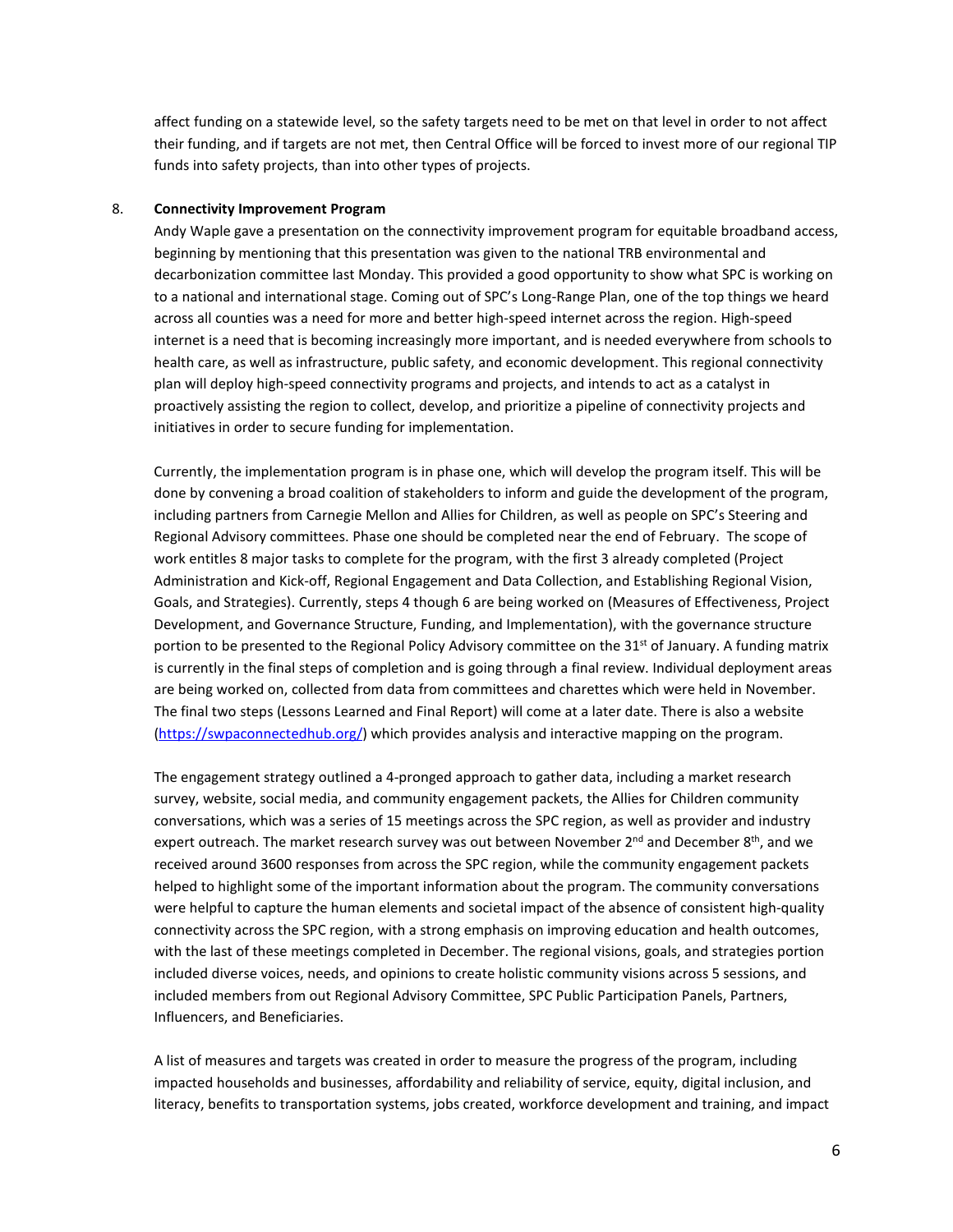affect funding on a statewide level, so the safety targets need to be met on that level in order to not affect their funding, and if targets are not met, then Central Office will be forced to invest more of our regional TIP funds into safety projects, than into other types of projects.

8. **Connectivity Improvement Program**

Andy Waple gave a presentation on the connectivity improvement program for equitable broadband access, beginning by mentioning that this presentation was given to the national TRB environmental and decarbonization committee last Monday. This provided a good opportunity to show what SPC is working on to a national and international stage. Coming out of SPC's Long-Range Plan, one of the top things we heard across all counties was a need for more and better high-speed internet across the region. High-speed internet is a need that is becoming increasingly more important, and is needed everywhere from schools to health care, as well as infrastructure, public safety, and economic development. This regional connectivity plan will deploy high-speed connectivity programs and projects, and intends to act as a catalyst in proactively assisting the region to collect, develop, and prioritize a pipeline of connectivity projects and initiatives in order to secure funding for implementation.

Currently, the implementation program is in phase one, which will develop the program itself. This will be done by convening a broad coalition of stakeholders to inform and guide the development of the program, including partners from Carnegie Mellon and Allies for Children, as well as people on SPC's Steering and Regional Advisory committees. Phase one should be completed near the end of February. The scope of work entitles 8 major tasks to complete for the program, with the first 3 already completed (Project Administration and Kick-off, Regional Engagement and Data Collection, and Establishing Regional Vision, Goals, and Strategies). Currently, steps 4 though 6 are being worked on (Measures of Effectiveness, Project Development, and Governance Structure, Funding, and Implementation), with the governance structure portion to be presented to the Regional Policy Advisory committee on the 31st of January. A funding matrix is currently in the final steps of completion and is going through a final review. Individual deployment areas are being worked on, collected from data from committees and charettes which were held in November. The final two steps (Lessons Learned and Final Report) will come at a later date. There is also a website (https://swpaconnectedhub.org/) which provides analysis and interactive mapping on the program.

The engagement strategy outlined a 4-pronged approach to gather data, including a market research survey, website, social media, and community engagement packets, the Allies for Children community conversations, which was a series of 15 meetings across the SPC region, as well as provider and industry expert outreach. The market research survey was out between November 2nd and December 8th, and we received around 3600 responses from across the SPC region, while the community engagement packets helped to highlight some of the important information about the program. The community conversations were helpful to capture the human elements and societal impact of the absence of consistent high-quality connectivity across the SPC region, with a strong emphasis on improving education and health outcomes, with the last of these meetings completed in December. The regional visions, goals, and strategies portion included diverse voices, needs, and opinions to create holistic community visions across 5 sessions, and included members from out Regional Advisory Committee, SPC Public Participation Panels, Partners, Influencers, and Beneficiaries.

A list of measures and targets was created in order to measure the progress of the program, including impacted households and businesses, affordability and reliability of service, equity, digital inclusion, and literacy, benefits to transportation systems, jobs created, workforce development and training, and impact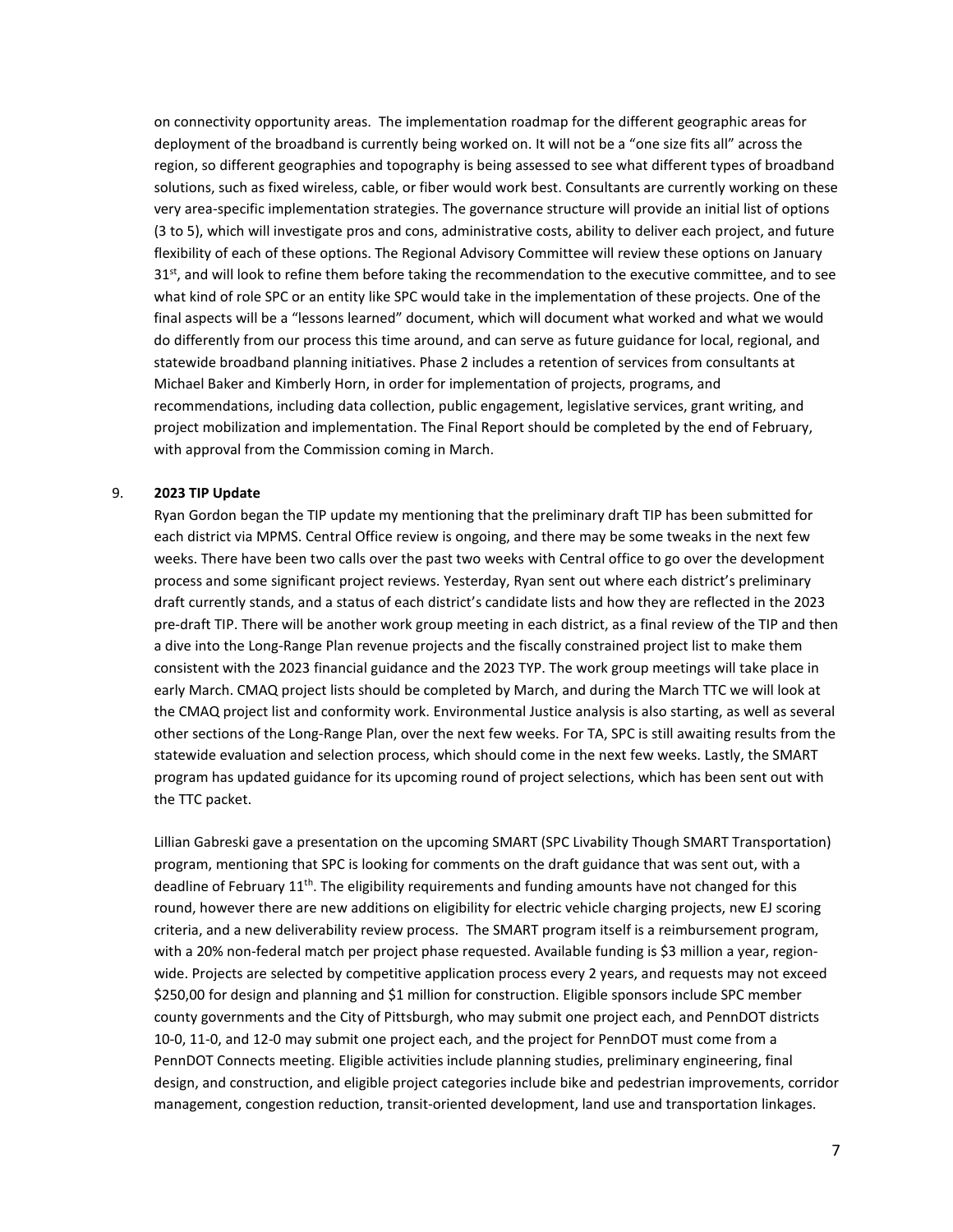on connectivity opportunity areas. The implementation roadmap for the different geographic areas for deployment of the broadband is currently being worked on. It will not be a "one size fits all" across the region, so different geographies and topography is being assessed to see what different types of broadband solutions, such as fixed wireless, cable, or fiber would work best. Consultants are currently working on these very area-specific implementation strategies. The governance structure will provide an initial list of options (3 to 5), which will investigate pros and cons, administrative costs, ability to deliver each project, and future flexibility of each of these options. The Regional Advisory Committee will review these options on January 31st, and will look to refine them before taking the recommendation to the executive committee, and to see what kind of role SPC or an entity like SPC would take in the implementation of these projects. One of the final aspects will be a "lessons learned" document, which will document what worked and what we would do differently from our process this time around, and can serve as future guidance for local, regional, and statewide broadband planning initiatives. Phase 2 includes a retention of services from consultants at Michael Baker and Kimberly Horn, in order for implementation of projects, programs, and recommendations, including data collection, public engagement, legislative services, grant writing, and project mobilization and implementation. The Final Report should be completed by the end of February, with approval from the Commission coming in March.

9. **2023 TIP Update**

Ryan Gordon began the TIP update my mentioning that the preliminary draft TIP has been submitted for each district via MPMS. Central Office review is ongoing, and there may be some tweaks in the next few weeks. There have been two calls over the past two weeks with Central office to go over the development process and some significant project reviews. Yesterday, Ryan sent out where each district's preliminary draft currently stands, and a status of each district's candidate lists and how they are reflected in the 2023 pre-draft TIP. There will be another work group meeting in each district, as a final review of the TIP and then a dive into the Long-Range Plan revenue projects and the fiscally constrained project list to make them consistent with the 2023 financial guidance and the 2023 TYP. The work group meetings will take place in early March. CMAQ project lists should be completed by March, and during the March TTC we will look at the CMAQ project list and conformity work. Environmental Justice analysis is also starting, as well as several other sections of the Long-Range Plan, over the next few weeks. For TA, SPC is still awaiting results from the statewide evaluation and selection process, which should come in the next few weeks. Lastly, the SMART program has updated guidance for its upcoming round of project selections, which has been sent out with the TTC packet.

Lillian Gabreski gave a presentation on the upcoming SMART (SPC Livability Though SMART Transportation) program, mentioning that SPC is looking for comments on the draft guidance that was sent out, with a deadline of February 11th. The eligibility requirements and funding amounts have not changed for this round, however there are new additions on eligibility for electric vehicle charging projects, new EJ scoring criteria, and a new deliverability review process. The SMART program itself is a reimbursement program, with a 20% non-federal match per project phase requested. Available funding is $3 million a year, region-wide. Projects are selected by competitive application process every 2 years, and requests may not exceed $250,00 for design and planning and $1 million for construction. Eligible sponsors include SPC member county governments and the City of Pittsburgh, who may submit one project each, and PennDOT districts 10-0, 11-0, and 12-0 may submit one project each, and the project for PennDOT must come from a PennDOT Connects meeting. Eligible activities include planning studies, preliminary engineering, final design, and construction, and eligible project categories include bike and pedestrian improvements, corridor management, congestion reduction, transit-oriented development, land use and transportation linkages.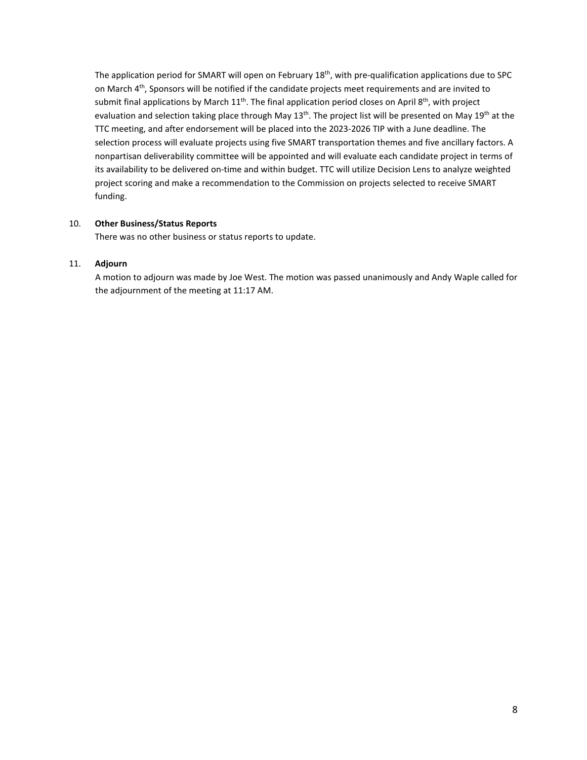The application period for SMART will open on February 18th, with pre-qualification applications due to SPC on March 4th, Sponsors will be notified if the candidate projects meet requirements and are invited to submit final applications by March 11th. The final application period closes on April 8th, with project evaluation and selection taking place through May 13th. The project list will be presented on May 19th at the TTC meeting, and after endorsement will be placed into the 2023-2026 TIP with a June deadline. The selection process will evaluate projects using five SMART transportation themes and five ancillary factors. A nonpartisan deliverability committee will be appointed and will evaluate each candidate project in terms of its availability to be delivered on-time and within budget. TTC will utilize Decision Lens to analyze weighted project scoring and make a recommendation to the Commission on projects selected to receive SMART funding.

10. **Other Business/Status Reports**

    There was no other business or status reports to update.

11. **Adjourn**

    A motion to adjourn was made by Joe West. The motion was passed unanimously and Andy Waple called for the adjournment of the meeting at 11:17 AM.